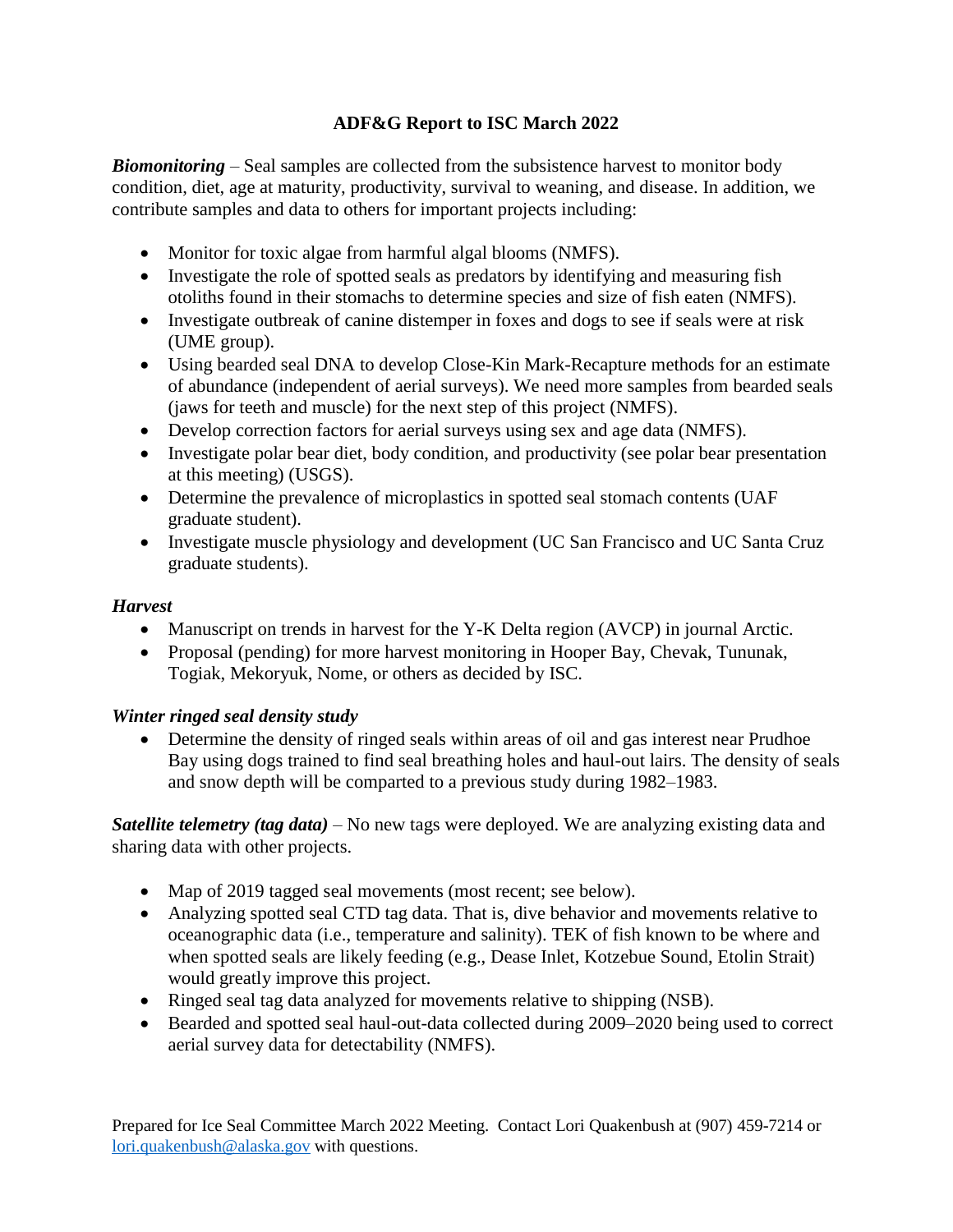# ADF&G Report to ISC March 2022

***Biomonitoring*** – Seal samples are collected from the subsistence harvest to monitor body condition, diet, age at maturity, productivity, survival to weaning, and disease. In addition, we contribute samples and data to others for important projects including:

- Monitor for toxic algae from harmful algal blooms (NMFS).
- Investigate the role of spotted seals as predators by identifying and measuring fish otoliths found in their stomachs to determine species and size of fish eaten (NMFS).
- Investigate outbreak of canine distemper in foxes and dogs to see if seals were at risk (UME group).
- Using bearded seal DNA to develop Close-Kin Mark-Recapture methods for an estimate of abundance (independent of aerial surveys). We need more samples from bearded seals (jaws for teeth and muscle) for the next step of this project (NMFS).
- Develop correction factors for aerial surveys using sex and age data (NMFS).
- Investigate polar bear diet, body condition, and productivity (see polar bear presentation at this meeting) (USGS).
- Determine the prevalence of microplastics in spotted seal stomach contents (UAF graduate student).
- Investigate muscle physiology and development (UC San Francisco and UC Santa Cruz graduate students).

***Harvest***

- Manuscript on trends in harvest for the Y-K Delta region (AVCP) in journal Arctic.
- Proposal (pending) for more harvest monitoring in Hooper Bay, Chevak, Tununak, Togiak, Mekoryuk, Nome, or others as decided by ISC.

***Winter ringed seal density study***

- Determine the density of ringed seals within areas of oil and gas interest near Prudhoe Bay using dogs trained to find seal breathing holes and haul-out lairs. The density of seals and snow depth will be comparted to a previous study during 1982–1983.

***Satellite telemetry (tag data)*** – No new tags were deployed. We are analyzing existing data and sharing data with other projects.

- Map of 2019 tagged seal movements (most recent; see below).
- Analyzing spotted seal CTD tag data. That is, dive behavior and movements relative to oceanographic data (i.e., temperature and salinity). TEK of fish known to be where and when spotted seals are likely feeding (e.g., Dease Inlet, Kotzebue Sound, Etolin Strait) would greatly improve this project.
- Ringed seal tag data analyzed for movements relative to shipping (NSB).
- Bearded and spotted seal haul-out-data collected during 2009–2020 being used to correct aerial survey data for detectability (NMFS).

Prepared for Ice Seal Committee March 2022 Meeting. Contact Lori Quakenbush at (907) 459-7214 or lori.quakenbush@alaska.gov with questions.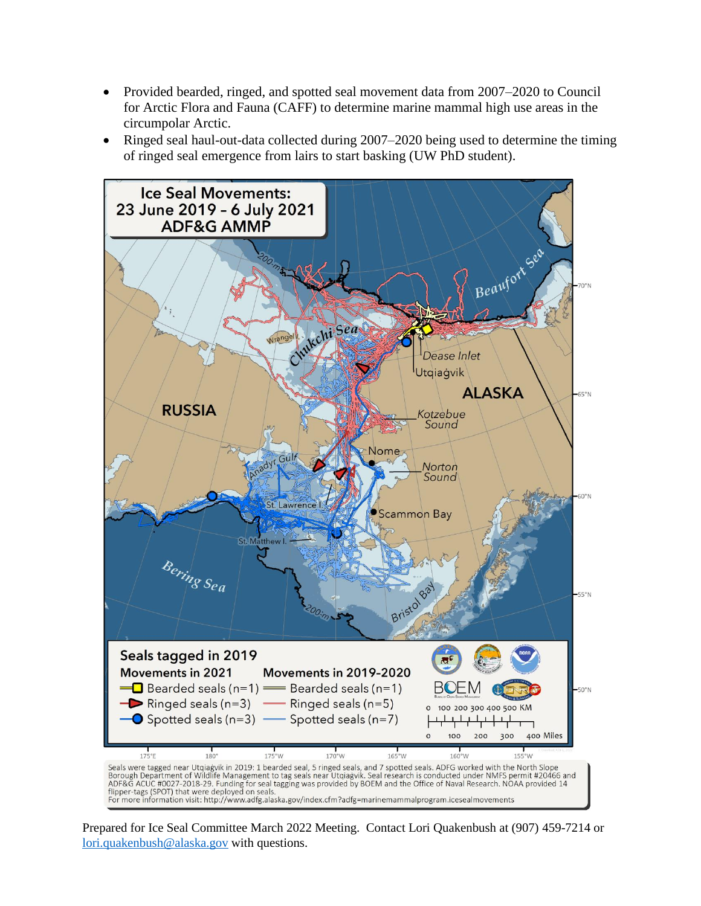- Provided bearded, ringed, and spotted seal movement data from 2007–2020 to Council for Arctic Flora and Fauna (CAFF) to determine marine mammal high use areas in the circumpolar Arctic.
- Ringed seal haul-out-data collected during 2007–2020 being used to determine the timing of ringed seal emergence from lairs to start basking (UW PhD student).

Ice Seal Movements:
23 June 2019 - 6 July 2021
ADF&G AMMP

Beaufort Sea
Chukchi Sea
Wrangel I.
200-m
Dease Inlet
Utqiaġvik
ALASKA
RUSSIA
Kotzebue Sound
Nome
Norton Sound
Anadyr Gulf
St. Lawrence I.
Scammon Bay
St. Matthew I.
Bering Sea
Bristol Bay
70°N
65°N
60°N
55°N
50°N
175°E
180°
175°W
170°W
165°W
160°W
155°W

Seals tagged in 2019

Movements in 2021
Bearded seals (n=1)
Ringed seals (n=3)
Spotted seals (n=3)

Movements in 2019-2020
Bearded seals (n=1)
Ringed seals (n=5)
Spotted seals (n=7)

BOEM

0 100 200 300 400 500 KM
0 100 200 300 400 Miles

Seals were tagged near Utqiaġvik in 2019: 1 bearded seal, 5 ringed seals, and 7 spotted seals. ADFG worked with the North Slope Borough Department of Wildlife Management to tag seals near Utqiaġvik. Seal research is conducted under NMFS permit #20466 and ADF&G ACUC #0027-2018-29. Funding for seal tagging was provided by BOEM and the Office of Naval Research. NOAA provided 14 flipper-tags (SPOT) that were deployed on seals.
For more information visit: http://www.adfg.alaska.gov/index.cfm?adfg=marinemammalprogram.icesealmovements

Prepared for Ice Seal Committee March 2022 Meeting. Contact Lori Quakenbush at (907) 459-7214 or lori.quakenbush@alaska.gov with questions.